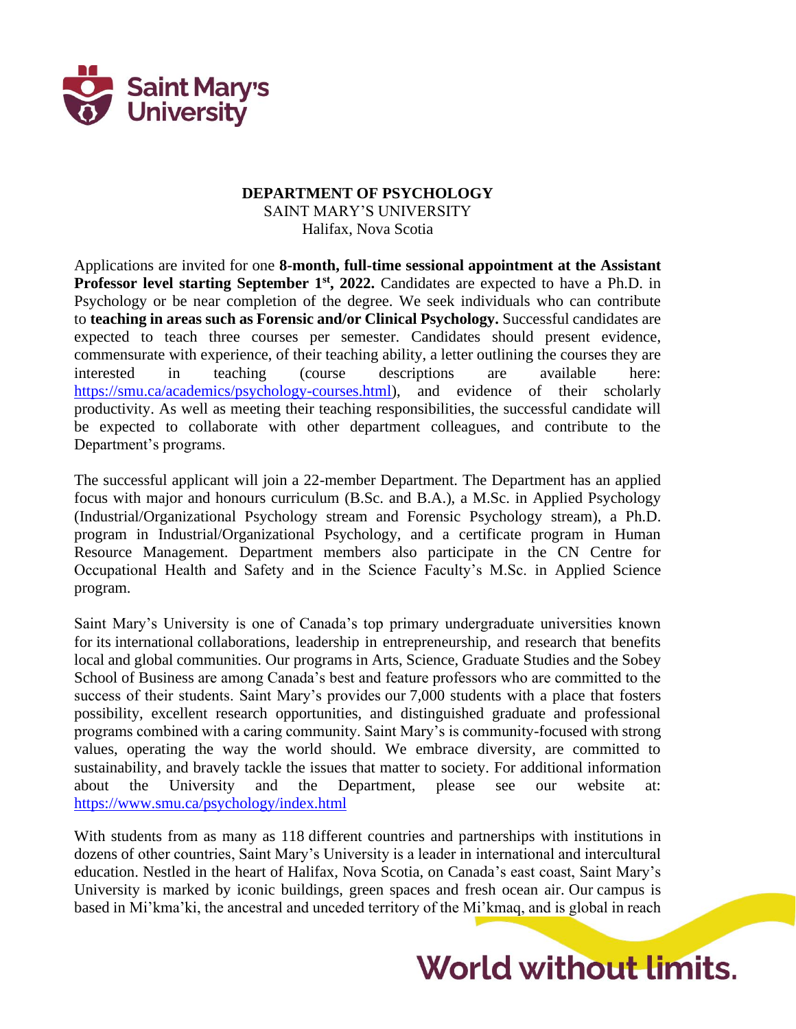**DEPARTMENT OF PSYCHOLOGY**
SAINT MARY'S UNIVERSITY
Halifax, Nova Scotia

Applications are invited for one **8-month, full-time sessional appointment at the Assistant Professor level starting September 1st, 2022.** Candidates are expected to have a Ph.D. in Psychology or be near completion of the degree. We seek individuals who can contribute to **teaching in areas such as Forensic and/or Clinical Psychology.** Successful candidates are expected to teach three courses per semester. Candidates should present evidence, commensurate with experience, of their teaching ability, a letter outlining the courses they are interested in teaching (course descriptions are available here: https://smu.ca/academics/psychology-courses.html), and evidence of their scholarly productivity. As well as meeting their teaching responsibilities, the successful candidate will be expected to collaborate with other department colleagues, and contribute to the Department's programs.

The successful applicant will join a 22-member Department. The Department has an applied focus with major and honours curriculum (B.Sc. and B.A.), a M.Sc. in Applied Psychology (Industrial/Organizational Psychology stream and Forensic Psychology stream), a Ph.D. program in Industrial/Organizational Psychology, and a certificate program in Human Resource Management. Department members also participate in the CN Centre for Occupational Health and Safety and in the Science Faculty's M.Sc. in Applied Science program.

Saint Mary's University is one of Canada's top primary undergraduate universities known for its international collaborations, leadership in entrepreneurship, and research that benefits local and global communities. Our programs in Arts, Science, Graduate Studies and the Sobey School of Business are among Canada's best and feature professors who are committed to the success of their students. Saint Mary's provides our 7,000 students with a place that fosters possibility, excellent research opportunities, and distinguished graduate and professional programs combined with a caring community. Saint Mary's is community-focused with strong values, operating the way the world should. We embrace diversity, are committed to sustainability, and bravely tackle the issues that matter to society. For additional information about the University and the Department, please see our website at: https://www.smu.ca/psychology/index.html

With students from as many as 118 different countries and partnerships with institutions in dozens of other countries, Saint Mary's University is a leader in international and intercultural education. Nestled in the heart of Halifax, Nova Scotia, on Canada's east coast, Saint Mary's University is marked by iconic buildings, green spaces and fresh ocean air. Our campus is based in Mi'kma'ki, the ancestral and unceded territory of the Mi'kmaq, and is global in reach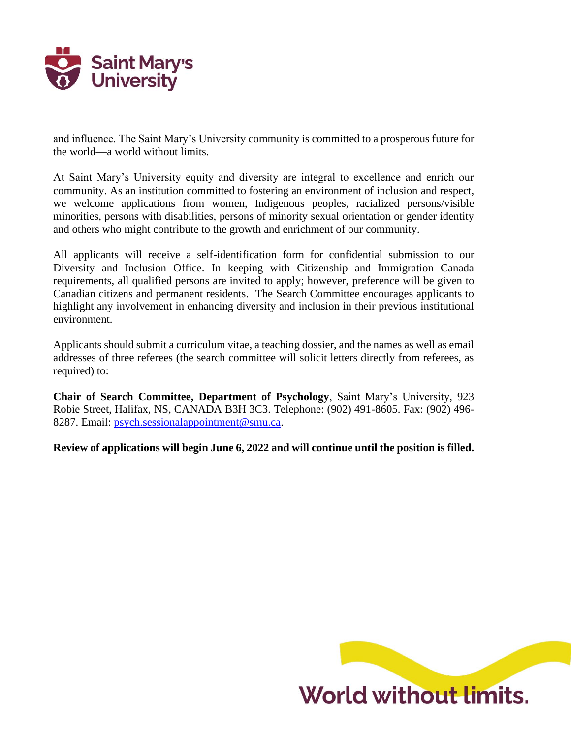and influence. The Saint Mary's University community is committed to a prosperous future for the world—a world without limits.

At Saint Mary's University equity and diversity are integral to excellence and enrich our community. As an institution committed to fostering an environment of inclusion and respect, we welcome applications from women, Indigenous peoples, racialized persons/visible minorities, persons with disabilities, persons of minority sexual orientation or gender identity and others who might contribute to the growth and enrichment of our community.

All applicants will receive a self-identification form for confidential submission to our Diversity and Inclusion Office. In keeping with Citizenship and Immigration Canada requirements, all qualified persons are invited to apply; however, preference will be given to Canadian citizens and permanent residents. The Search Committee encourages applicants to highlight any involvement in enhancing diversity and inclusion in their previous institutional environment.

Applicants should submit a curriculum vitae, a teaching dossier, and the names as well as email addresses of three referees (the search committee will solicit letters directly from referees, as required) to:

**Chair of Search Committee, Department of Psychology**, Saint Mary's University, 923 Robie Street, Halifax, NS, CANADA B3H 3C3. Telephone: (902) 491-8605. Fax: (902) 496-8287. Email: psych.sessionalappointment@smu.ca.

**Review of applications will begin June 6, 2022 and will continue until the position is filled.**